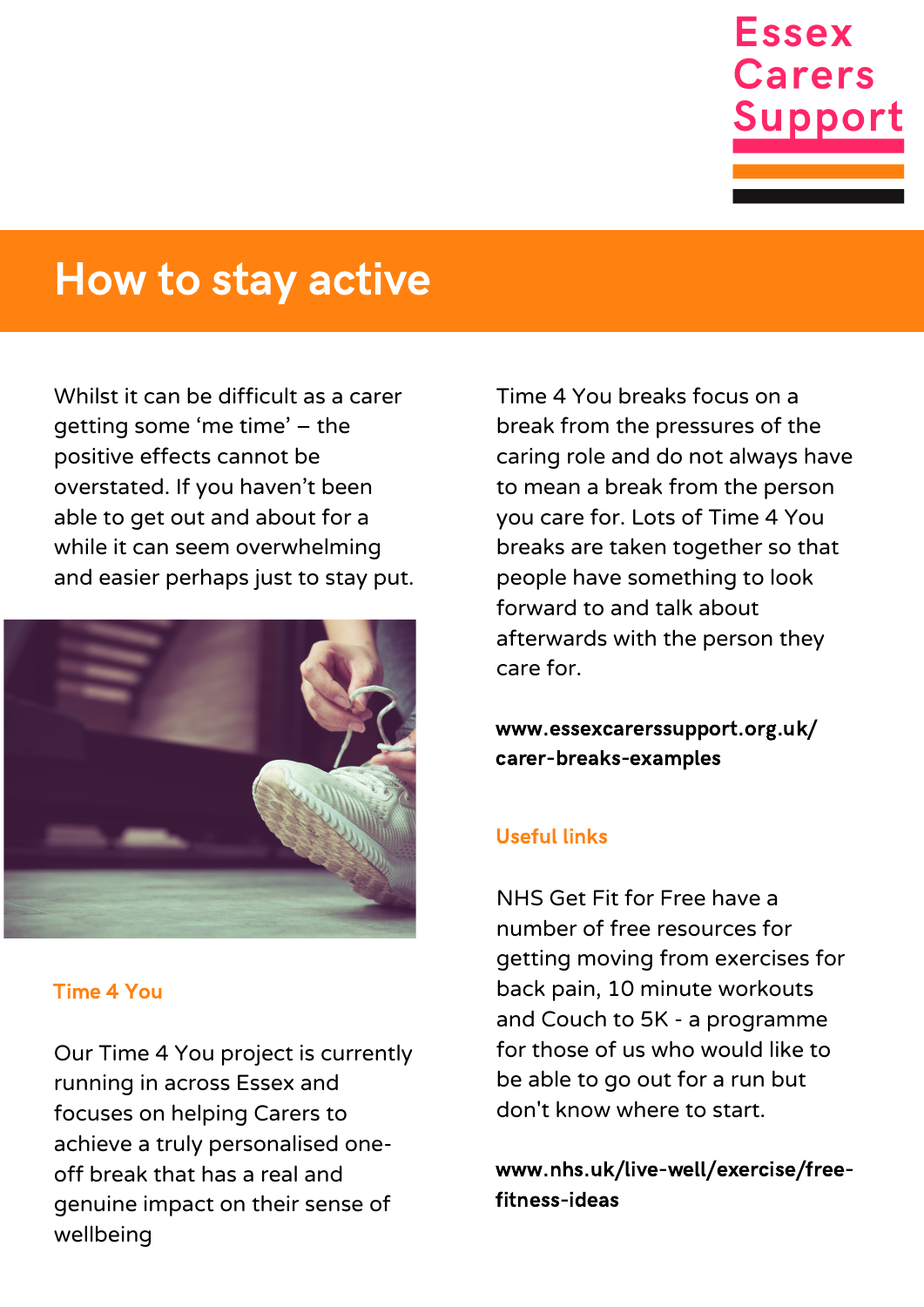Essex Carers Support

# How to stay active

Whilst it can be difficult as a carer getting some 'me time' – the positive effects cannot be overstated. If you haven't been able to get out and about for a while it can seem overwhelming and easier perhaps just to stay put.

## Time 4 You

Our Time 4 You project is currently running in across Essex and focuses on helping Carers to achieve a truly personalised one-off break that has a real and genuine impact on their sense of wellbeing

Time 4 You breaks focus on a break from the pressures of the caring role and do not always have to mean a break from the person you care for. Lots of Time 4 You breaks are taken together so that people have something to look forward to and talk about afterwards with the person they care for.

**www.essexcarerssupport.org.uk/carer-breaks-examples**

## Useful links

NHS Get Fit for Free have a number of free resources for getting moving from exercises for back pain, 10 minute workouts and Couch to 5K - a programme for those of us who would like to be able to go out for a run but don't know where to start.

**www.nhs.uk/live-well/exercise/free-fitness-ideas**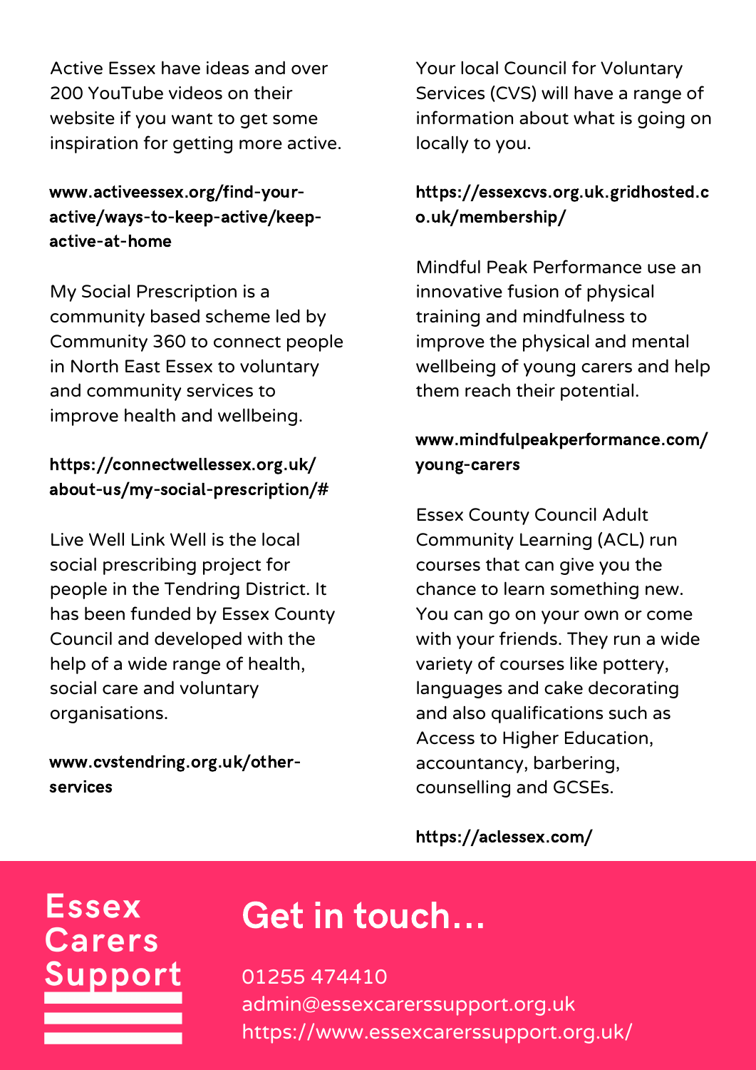Active Essex have ideas and over 200 YouTube videos on their website if you want to get some inspiration for getting more active.

**www.activeessex.org/find-your-active/ways-to-keep-active/keep-active-at-home**

My Social Prescription is a community based scheme led by Community 360 to connect people in North East Essex to voluntary and community services to improve health and wellbeing.

**https://connectwellessex.org.uk/about-us/my-social-prescription/#**

Live Well Link Well is the local social prescribing project for people in the Tendring District. It has been funded by Essex County Council and developed with the help of a wide range of health, social care and voluntary organisations.

**www.cvstendring.org.uk/other-services**

Your local Council for Voluntary Services (CVS) will have a range of information about what is going on locally to you.

**https://essexcvs.org.uk.gridhosted.co.uk/membership/**

Mindful Peak Performance use an innovative fusion of physical training and mindfulness to improve the physical and mental wellbeing of young carers and help them reach their potential.

**www.mindfulpeakperformance.com/young-carers**

Essex County Council Adult Community Learning (ACL) run courses that can give you the chance to learn something new. You can go on your own or come with your friends. They run a wide variety of courses like pottery, languages and cake decorating and also qualifications such as Access to Higher Education, accountancy, barbering, counselling and GCSEs.

**https://aclessex.com/**

Essex Carers Support

## Get in touch...

01255 474410
admin@essexcarerssupport.org.uk
https://www.essexcarerssupport.org.uk/